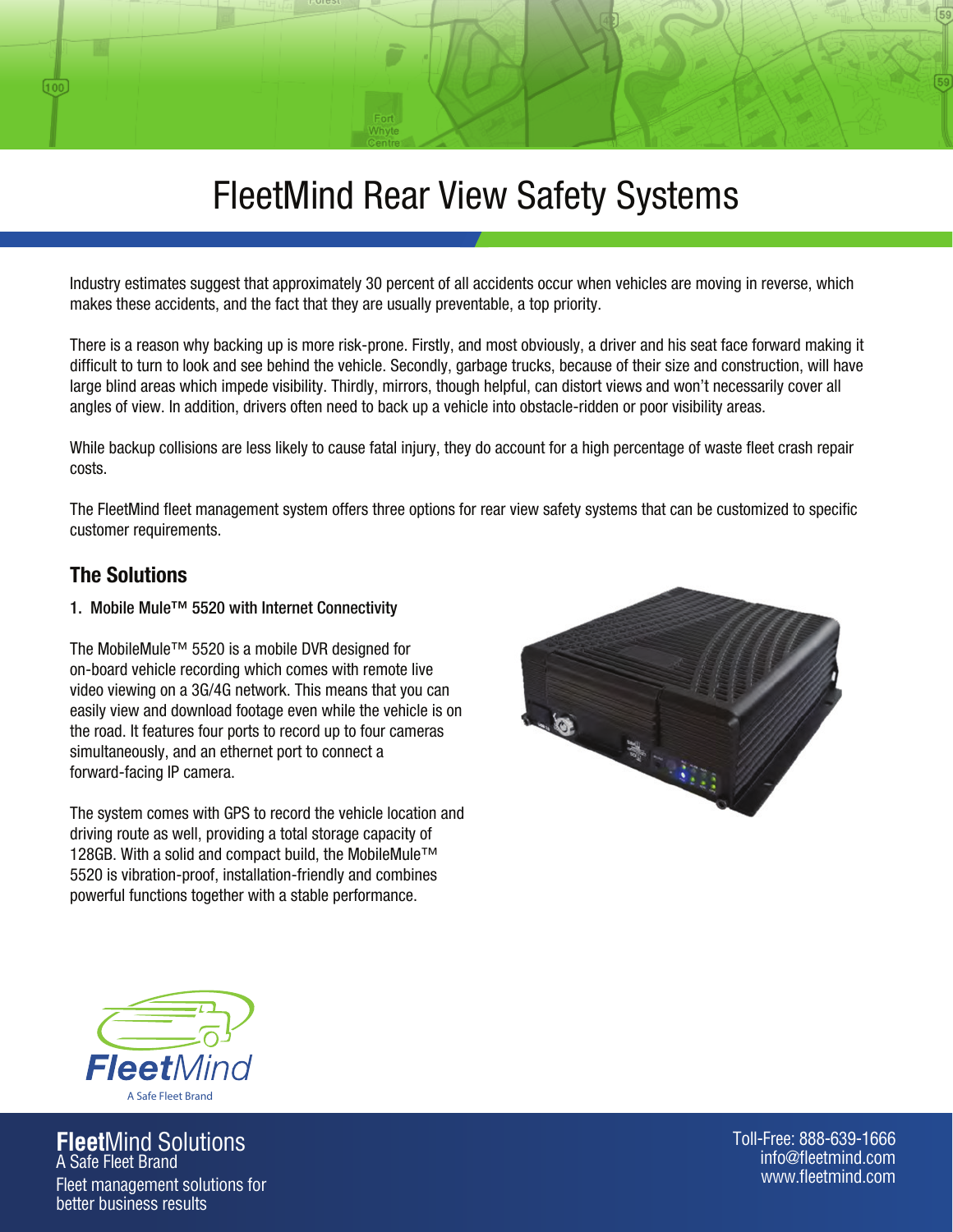# FleetMind Rear View Safety Systems

Industry estimates suggest that approximately 30 percent of all accidents occur when vehicles are moving in reverse, which makes these accidents, and the fact that they are usually preventable, a top priority.

There is a reason why backing up is more risk-prone. Firstly, and most obviously, a driver and his seat face forward making it difficult to turn to look and see behind the vehicle. Secondly, garbage trucks, because of their size and construction, will have large blind areas which impede visibility. Thirdly, mirrors, though helpful, can distort views and won't necessarily cover all angles of view. In addition, drivers often need to back up a vehicle into obstacle-ridden or poor visibility areas.

While backup collisions are less likely to cause fatal injury, they do account for a high percentage of waste fleet crash repair costs.

The FleetMind fleet management system offers three options for rear view safety systems that can be customized to specific customer requirements.

## The Solutions

### 1. Mobile Mule™ 5520 with Internet Connectivity

The MobileMule™ 5520 is a mobile DVR designed for on-board vehicle recording which comes with remote live video viewing on a 3G/4G network. This means that you can easily view and download footage even while the vehicle is on the road. It features four ports to record up to four cameras simultaneously, and an ethernet port to connect a forward-facing IP camera.

The system comes with GPS to record the vehicle location and driving route as well, providing a total storage capacity of 128GB. With a solid and compact build, the MobileMule™ 5520 is vibration-proof, installation-friendly and combines powerful functions together with a stable performance.

FleetMind
A Safe Fleet Brand

**Fleet**Mind Solutions
A Safe Fleet Brand
Fleet management solutions for better business results

Toll-Free: 888-639-1666
info@fleetmind.com
www.fleetmind.com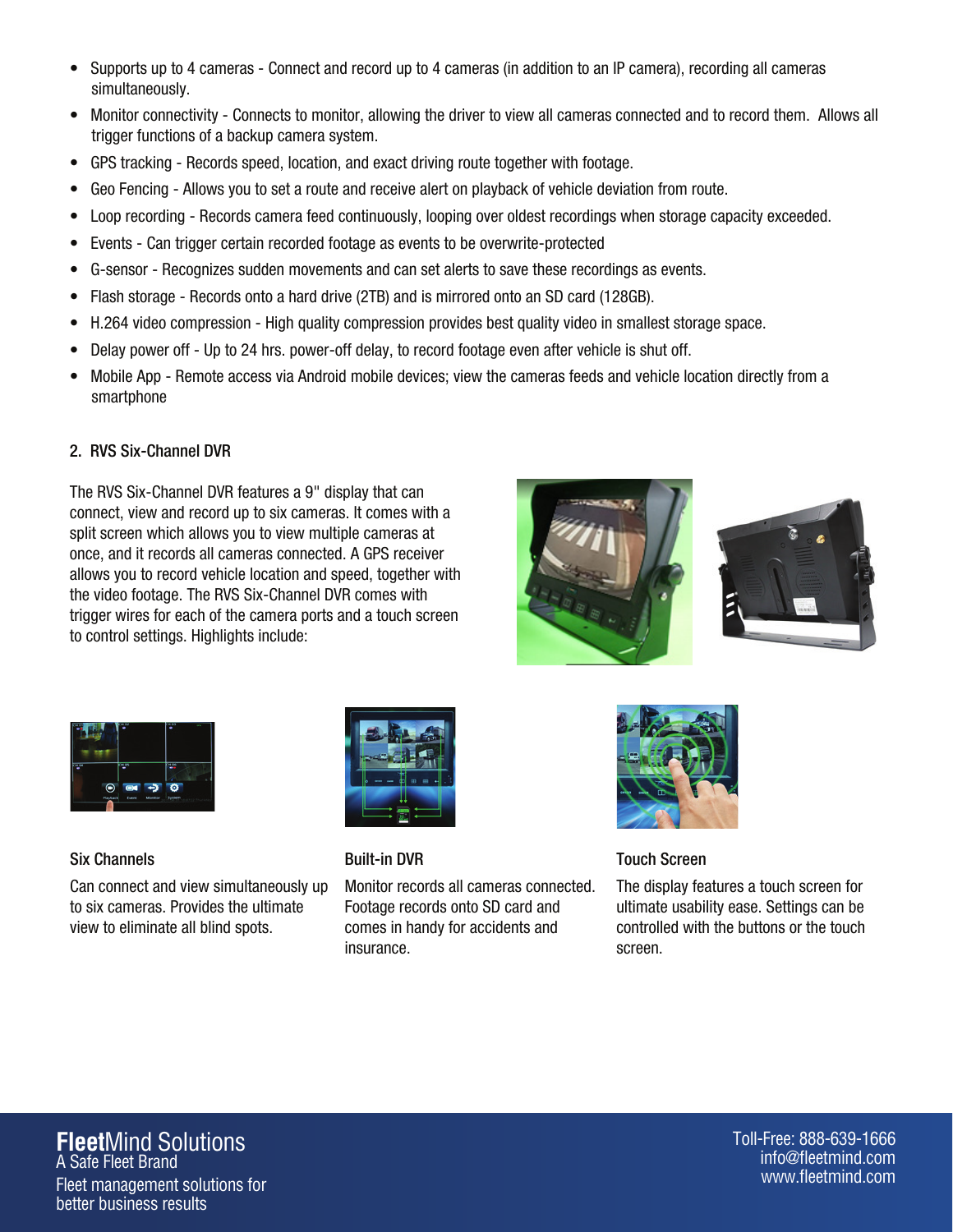- Supports up to 4 cameras - Connect and record up to 4 cameras (in addition to an IP camera), recording all cameras simultaneously.
- Monitor connectivity - Connects to monitor, allowing the driver to view all cameras connected and to record them. Allows all trigger functions of a backup camera system.
- GPS tracking - Records speed, location, and exact driving route together with footage.
- Geo Fencing - Allows you to set a route and receive alert on playback of vehicle deviation from route.
- Loop recording - Records camera feed continuously, looping over oldest recordings when storage capacity exceeded.
- Events - Can trigger certain recorded footage as events to be overwrite-protected
- G-sensor - Recognizes sudden movements and can set alerts to save these recordings as events.
- Flash storage - Records onto a hard drive (2TB) and is mirrored onto an SD card (128GB).
- H.264 video compression - High quality compression provides best quality video in smallest storage space.
- Delay power off - Up to 24 hrs. power-off delay, to record footage even after vehicle is shut off.
- Mobile App - Remote access via Android mobile devices; view the cameras feeds and vehicle location directly from a smartphone

## 2. RVS Six-Channel DVR

The RVS Six-Channel DVR features a 9" display that can connect, view and record up to six cameras. It comes with a split screen which allows you to view multiple cameras at once, and it records all cameras connected. A GPS receiver allows you to record vehicle location and speed, together with the video footage. The RVS Six-Channel DVR comes with trigger wires for each of the camera ports and a touch screen to control settings. Highlights include:

### Six Channels

Can connect and view simultaneously up to six cameras. Provides the ultimate view to eliminate all blind spots.

### Built-in DVR

Monitor records all cameras connected. Footage records onto SD card and comes in handy for accidents and insurance.

### Touch Screen

The display features a touch screen for ultimate usability ease. Settings can be controlled with the buttons or the touch screen.

**Fleet**Mind Solutions
A Safe Fleet Brand
Fleet management solutions for better business results

Toll-Free: 888-639-1666
info@fleetmind.com
www.fleetmind.com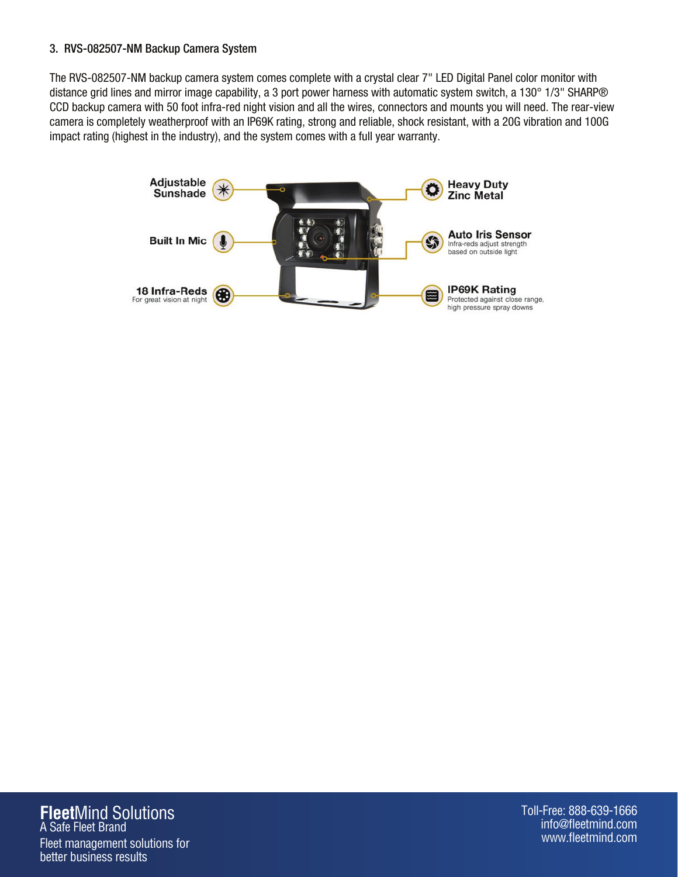3. RVS-082507-NM Backup Camera System

The RVS-082507-NM backup camera system comes complete with a crystal clear 7" LED Digital Panel color monitor with distance grid lines and mirror image capability, a 3 port power harness with automatic system switch, a 130° 1/3" SHARP® CCD backup camera with 50 foot infra-red night vision and all the wires, connectors and mounts you will need. The rear-view camera is completely weatherproof with an IP69K rating, strong and reliable, shock resistant, with a 20G vibration and 100G impact rating (highest in the industry), and the system comes with a full year warranty.

Adjustable Sunshade

Built In Mic

18 Infra-Reds
For great vision at night

Heavy Duty Zinc Metal

Auto Iris Sensor
Infra-reds adjust strength based on outside light

IP69K Rating
Protected against close range, high pressure spray downs

**Fleet**Mind Solutions
A Safe Fleet Brand
Fleet management solutions for better business results

Toll-Free: 888-639-1666
info@fleetmind.com
www.fleetmind.com